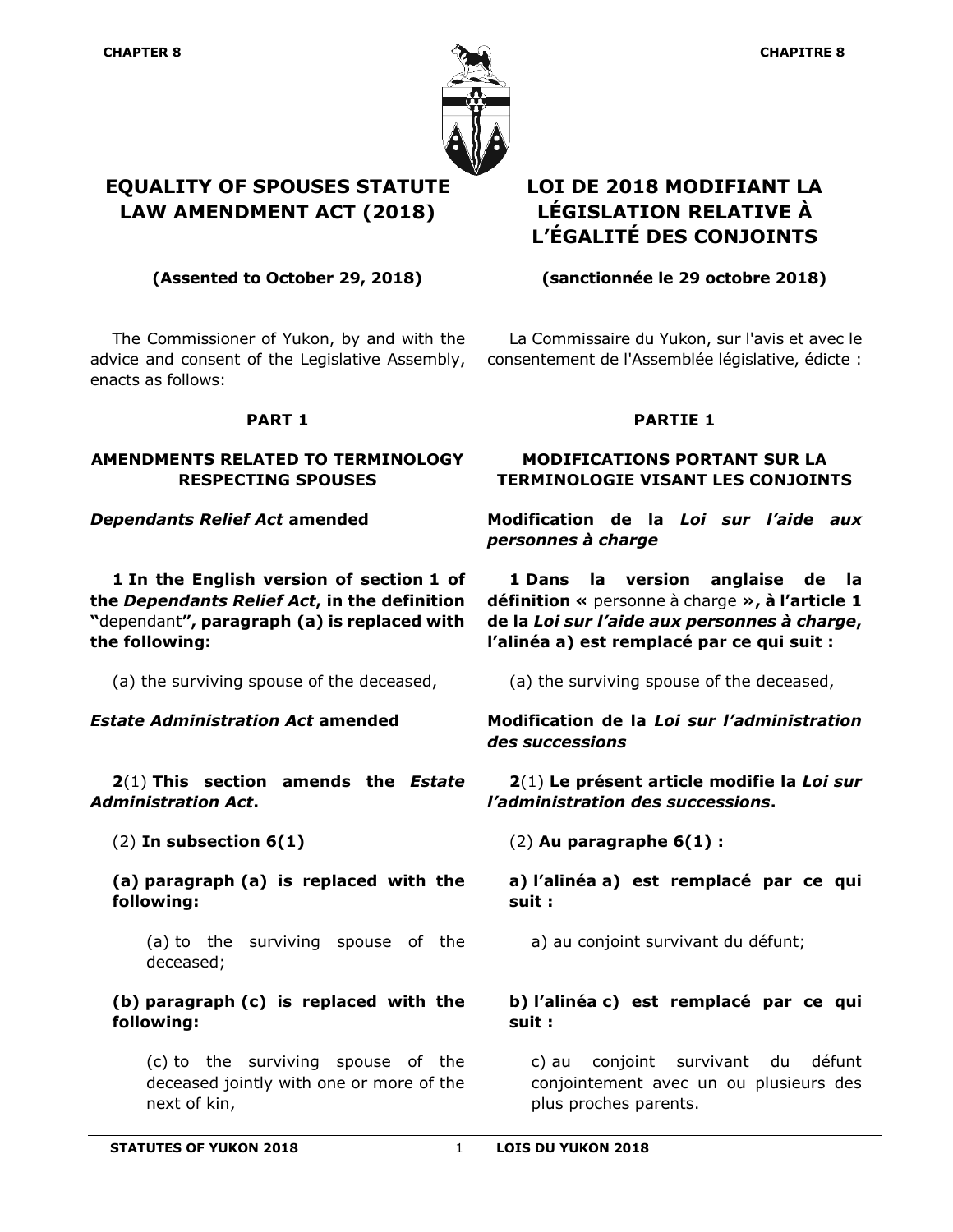**CHAPTER 8**

# EQUALITY OF SPOUSES STATUTE LAW AMENDMENT ACT (2018)

**(Assented to October 29, 2018)**

The Commissioner of Yukon, by and with the advice and consent of the Legislative Assembly, enacts as follows:

## PART 1

## AMENDMENTS RELATED TO TERMINOLOGY RESPECTING SPOUSES

***Dependants Relief Act* amended**

**1 In the English version of section 1 of the *Dependants Relief Act*, in the definition "**dependant**", paragraph (a) is replaced with the following:**

(a) the surviving spouse of the deceased,

***Estate Administration Act* amended**

**2**(1) **This section amends the *Estate Administration Act*.**

(2) **In subsection 6(1)**

**(a) paragraph (a) is replaced with the following:**

(a) to the surviving spouse of the deceased;

**(b) paragraph (c) is replaced with the following:**

(c) to the surviving spouse of the deceased jointly with one or more of the next of kin,

---

**CHAPITRE 8**

# LOI DE 2018 MODIFIANT LA LÉGISLATION RELATIVE À L'ÉGALITÉ DES CONJOINTS

**(sanctionnée le 29 octobre 2018)**

La Commissaire du Yukon, sur l'avis et avec le consentement de l'Assemblée législative, édicte :

## PARTIE 1

## MODIFICATIONS PORTANT SUR LA TERMINOLOGIE VISANT LES CONJOINTS

**Modification de la *Loi sur l'aide aux personnes à charge***

**1 Dans la version anglaise de la définition «** personne à charge **», à l'article 1 de la *Loi sur l'aide aux personnes à charge*, l'alinéa a) est remplacé par ce qui suit :**

(a) the surviving spouse of the deceased,

**Modification de la *Loi sur l'administration des successions***

**2**(1) **Le présent article modifie la *Loi sur l'administration des successions*.**

(2) **Au paragraphe 6(1) :**

**a) l'alinéa a) est remplacé par ce qui suit :**

a) au conjoint survivant du défunt;

**b) l'alinéa c) est remplacé par ce qui suit :**

c) au conjoint survivant du défunt conjointement avec un ou plusieurs des plus proches parents.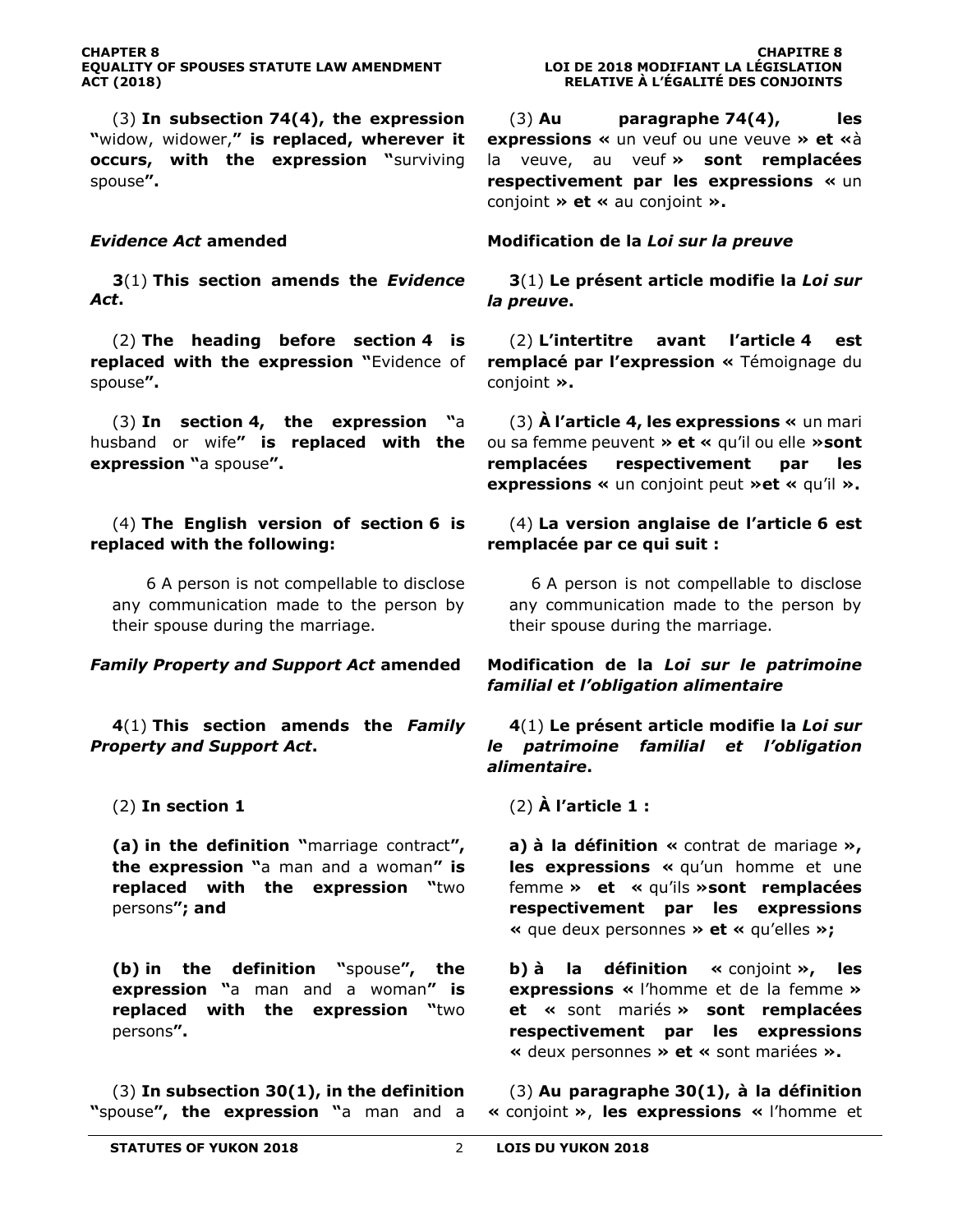(3) **In subsection 74(4), the expression "**widow, widower,**" is replaced, wherever it occurs, with the expression "**surviving spouse**".**

(3) **Au paragraphe 74(4), les expressions «** un veuf ou une veuve **» et «**à la veuve, au veuf **» sont remplacées respectivement par les expressions «** un conjoint **» et «** au conjoint **».**

### *Evidence Act* amended

### Modification de la *Loi sur la preuve*

**3**(1) **This section amends the *Evidence Act*.**

**3**(1) **Le présent article modifie la *Loi sur la preuve*.**

(2) **The heading before section 4 is replaced with the expression "**Evidence of spouse**".**

(2) **L'intertitre avant l'article 4 est remplacé par l'expression «** Témoignage du conjoint **».**

(3) **In section 4, the expression "**a husband or wife**" is replaced with the expression "**a spouse**".**

(3) **À l'article 4, les expressions «** un mari ou sa femme peuvent **» et «** qu'il ou elle **»sont remplacées respectivement par les expressions «** un conjoint peut **»et «** qu'il **».**

(4) **The English version of section 6 is replaced with the following:**

> 6 A person is not compellable to disclose any communication made to the person by their spouse during the marriage.

(4) **La version anglaise de l'article 6 est remplacée par ce qui suit :**

> 6 A person is not compellable to disclose any communication made to the person by their spouse during the marriage.

### *Family Property and Support Act* amended

### Modification de la *Loi sur le patrimoine familial et l'obligation alimentaire*

**4**(1) **This section amends the *Family Property and Support Act*.**

**4**(1) **Le présent article modifie la *Loi sur le patrimoine familial et l'obligation alimentaire*.**

(2) **In section 1**

**(a) in the definition "**marriage contract**", the expression "**a man and a woman**" is replaced with the expression "**two persons**"; and**

**(b) in the definition "**spouse**", the expression "**a man and a woman**" is replaced with the expression "**two persons**".**

(2) **À l'article 1 :**

**a) à la définition «** contrat de mariage **», les expressions «** qu'un homme et une femme **» et «** qu'ils **»sont remplacées respectivement par les expressions «** que deux personnes **» et «** qu'elles **»;**

**b) à la définition «** conjoint **», les expressions «** l'homme et de la femme **» et «** sont mariés **» sont remplacées respectivement par les expressions «** deux personnes **» et «** sont mariées **».**

(3) **In subsection 30(1), in the definition "**spouse**", the expression "**a man and a

(3) **Au paragraphe 30(1), à la définition «** conjoint **», les expressions «** l'homme et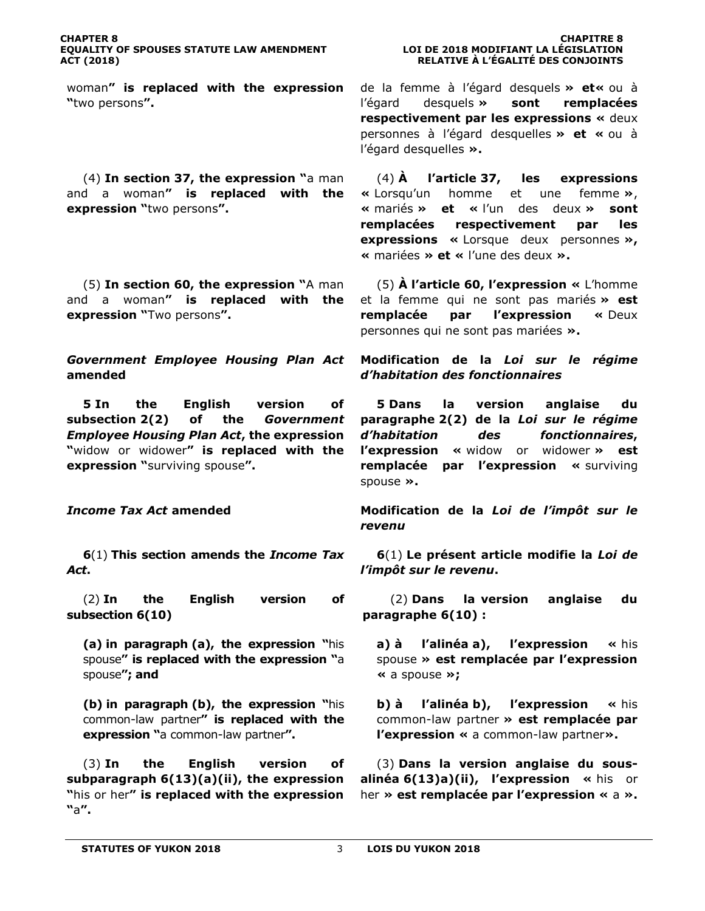woman**" is replaced with the expression "**two persons**".**

(4) **In section 37, the expression "**a man and a woman**" is replaced with the expression "**two persons**".**

(5) **In section 60, the expression "**A man and a woman**" is replaced with the expression "**Two persons**".**

***Government Employee Housing Plan Act* amended**

**5 In the English version of subsection 2(2) of the *Government Employee Housing Plan Act*, the expression "**widow or widower**" is replaced with the expression "**surviving spouse**".**

***Income Tax Act* amended**

**6**(1) **This section amends the *Income Tax Act*.**

(2) **In the English version of subsection 6(10)**

**(a) in paragraph (a), the expression "**his spouse**" is replaced with the expression "**a spouse**"; and**

**(b) in paragraph (b), the expression "**his common-law partner**" is replaced with the expression "**a common-law partner**".**

(3) **In the English version of subparagraph 6(13)(a)(ii), the expression "**his or her**" is replaced with the expression "**a**".**

de la femme à l'égard desquels **» et «** ou à l'égard desquels **» sont remplacées respectivement par les expressions «** deux personnes à l'égard desquelles **» et «** ou à l'égard desquelles **».**

(4) **À l'article 37, les expressions «** Lorsqu'un homme et une femme **», «** mariés **» et «** l'un des deux **» sont remplacées respectivement par les expressions «** Lorsque deux personnes **», «** mariées **» et «** l'une des deux **».**

(5) **À l'article 60, l'expression «** L'homme et la femme qui ne sont pas mariés **» est remplacée par l'expression «** Deux personnes qui ne sont pas mariées **».**

**Modification de la *Loi sur le régime d'habitation des fonctionnaires***

**5 Dans la version anglaise du paragraphe 2(2) de la *Loi sur le régime d'habitation des fonctionnaires*, l'expression «** widow or widower **» est remplacée par l'expression «** surviving spouse **».**

**Modification de la *Loi de l'impôt sur le revenu***

**6**(1) **Le présent article modifie la *Loi de l'impôt sur le revenu*.**

(2) **Dans la version anglaise du paragraphe 6(10) :**

**a) à l'alinéa a), l'expression «** his spouse **» est remplacée par l'expression «** a spouse **»;**

**b) à l'alinéa b), l'expression «** his common-law partner **» est remplacée par l'expression «** a common-law partner**».**

(3) **Dans la version anglaise du sous-alinéa 6(13)a)(ii), l'expression «** his or her **» est remplacée par l'expression «** a **».**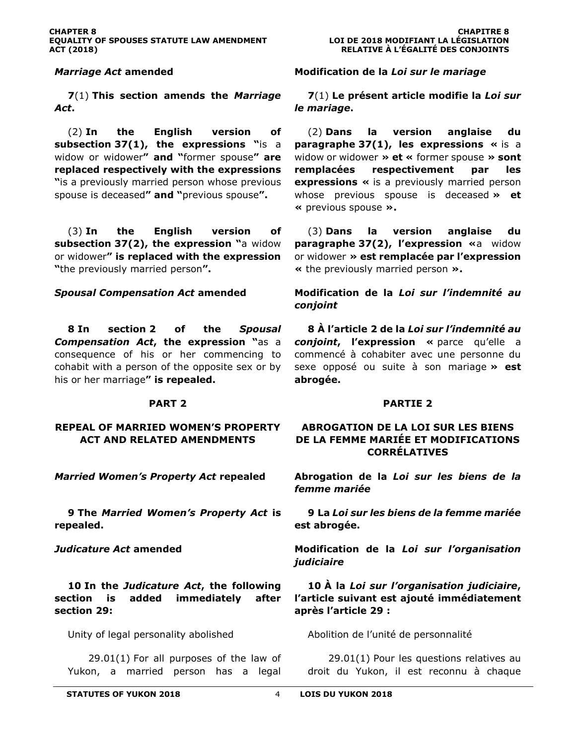***Marriage Act* amended**

**7**(1) **This section amends the *Marriage Act*.**

(2) **In the English version of subsection 37(1), the expressions "**is a widow or widower**" and "**former spouse**" are replaced respectively with the expressions "**is a previously married person whose previous spouse is deceased**" and "**previous spouse**".**

(3) **In the English version of subsection 37(2), the expression "**a widow or widower**" is replaced with the expression "**the previously married person**".**

***Spousal Compensation Act* amended**

**8 In section 2 of the *Spousal Compensation Act*, the expression "**as a consequence of his or her commencing to cohabit with a person of the opposite sex or by his or her marriage**" is repealed.**

## PART 2

## REPEAL OF MARRIED WOMEN'S PROPERTY ACT AND RELATED AMENDMENTS

***Married Women's Property Act* repealed**

**9 The *Married Women's Property Act* is repealed.**

***Judicature Act* amended**

**10 In the *Judicature Act*, the following section is added immediately after section 29:**

Unity of legal personality abolished

29.01(1) For all purposes of the law of Yukon, a married person has a legal

---

**Modification de la *Loi sur le mariage***

**7**(1) **Le présent article modifie la *Loi sur le mariage*.**

(2) **Dans la version anglaise du paragraphe 37(1), les expressions «** is a widow or widower **» et «** former spouse **» sont remplacées respectivement par les expressions «** is a previously married person whose previous spouse is deceased **» et «** previous spouse **».**

(3) **Dans la version anglaise du paragraphe 37(2), l'expression «**a widow or widower **» est remplacée par l'expression «** the previously married person **».**

**Modification de la *Loi sur l'indemnité au conjoint***

**8 À l'article 2 de la *Loi sur l'indemnité au conjoint*, l'expression «** parce qu'elle a commencé à cohabiter avec une personne du sexe opposé ou suite à son mariage **» est abrogée.**

## PARTIE 2

## ABROGATION DE LA LOI SUR LES BIENS DE LA FEMME MARIÉE ET MODIFICATIONS CORRÉLATIVES

**Abrogation de la *Loi sur les biens de la femme mariée***

**9 La *Loi sur les biens de la femme mariée* est abrogée.**

**Modification de la *Loi sur l'organisation judiciaire***

**10 À la *Loi sur l'organisation judiciaire*, l'article suivant est ajouté immédiatement après l'article 29 :**

Abolition de l'unité de personnalité

29.01(1) Pour les questions relatives au droit du Yukon, il est reconnu à chaque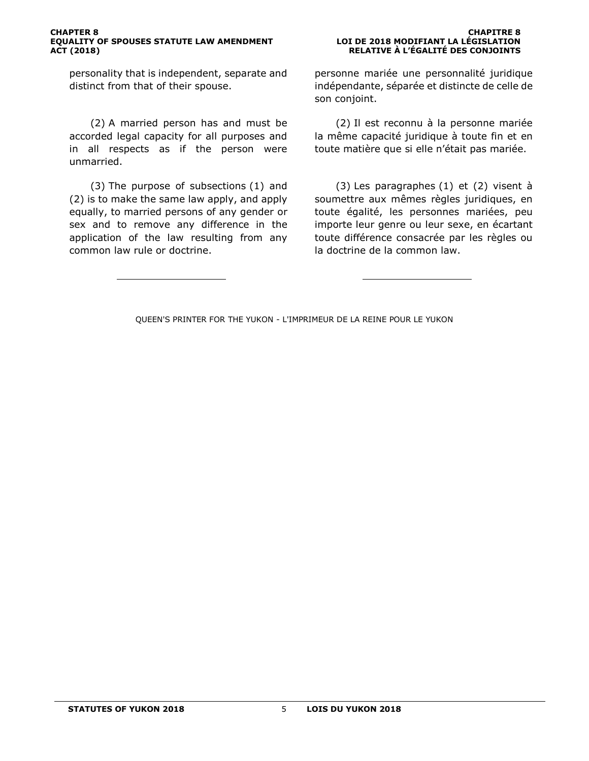personality that is independent, separate and distinct from that of their spouse.

(2) A married person has and must be accorded legal capacity for all purposes and in all respects as if the person were unmarried.

(3) The purpose of subsections (1) and (2) is to make the same law apply, and apply equally, to married persons of any gender or sex and to remove any difference in the application of the law resulting from any common law rule or doctrine.

personne mariée une personnalité juridique indépendante, séparée et distincte de celle de son conjoint.

(2) Il est reconnu à la personne mariée la même capacité juridique à toute fin et en toute matière que si elle n'était pas mariée.

(3) Les paragraphes (1) et (2) visent à soumettre aux mêmes règles juridiques, en toute égalité, les personnes mariées, peu importe leur genre ou leur sexe, en écartant toute différence consacrée par les règles ou la doctrine de la common law.

---

QUEEN'S PRINTER FOR THE YUKON - L'IMPRIMEUR DE LA REINE POUR LE YUKON